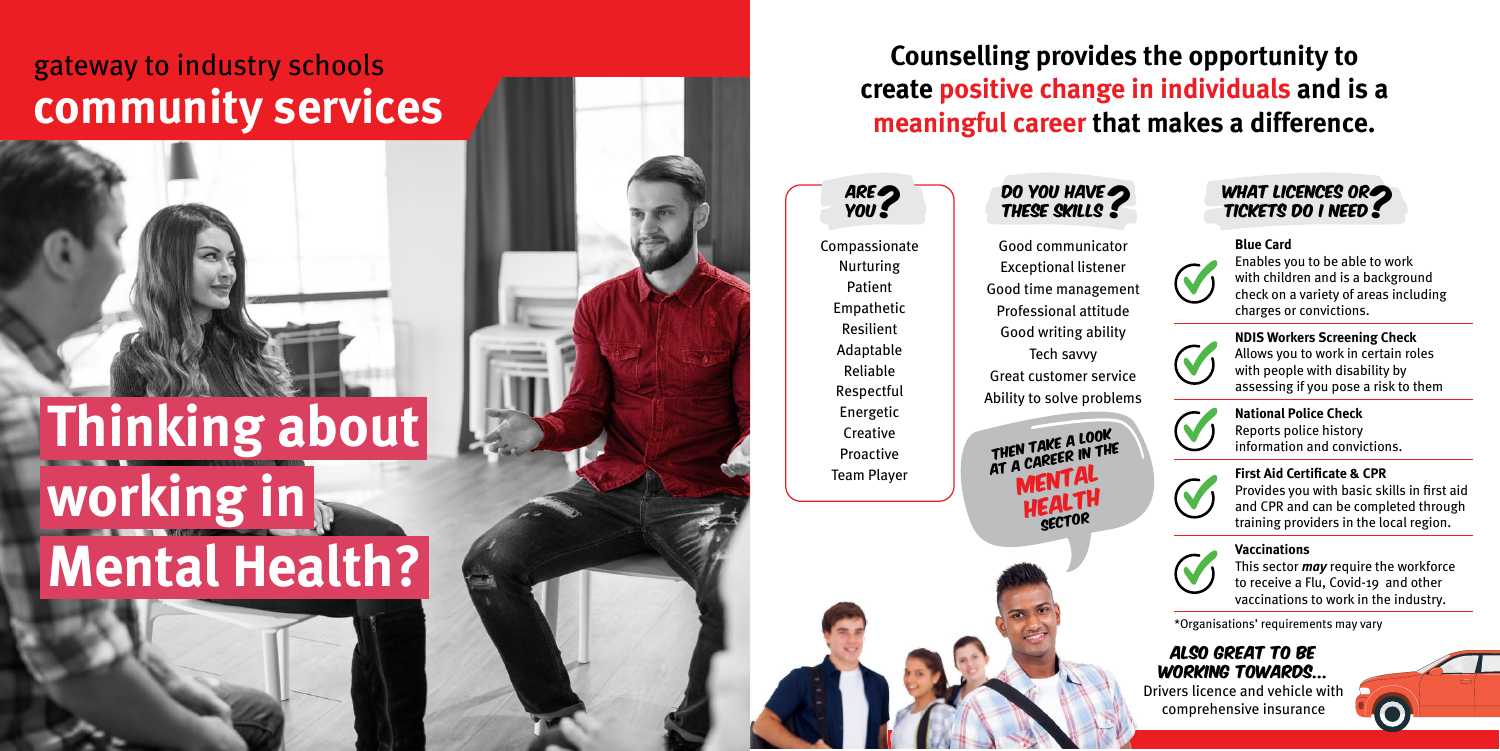## gateway to industry schools

# community services

# Thinking about working in Mental Health?

**Counselling provides the opportunity to create positive change in individuals and is a meaningful career that makes a difference.**

### ARE YOU?

Compassionate
Nurturing
Patient
Empathetic
Resilient
Adaptable
Reliable
Respectful
Energetic
Creative
Proactive
Team Player

### DO YOU HAVE THESE SKILLS?

Good communicator
Exceptional listener
Good time management
Professional attitude
Good writing ability
Tech savvy
Great customer service
Ability to solve problems

THEN TAKE A LOOK AT A CAREER IN THE MENTAL HEALTH SECTOR

### WHAT LICENCES OR TICKETS DO I NEED?

**Blue Card**
Enables you to be able to work with children and is a background check on a variety of areas including charges or convictions.

**NDIS Workers Screening Check**
Allows you to work in certain roles with people with disability by assessing if you pose a risk to them

**National Police Check**
Reports police history information and convictions.

**First Aid Certificate & CPR**
Provides you with basic skills in first aid and CPR and can be completed through training providers in the local region.

**Vaccinations**
This sector ***may*** require the workforce to receive a Flu, Covid-19 and other vaccinations to work in the industry.

*Organisations' requirements may vary

### ALSO GREAT TO BE WORKING TOWARDS...

Drivers licence and vehicle with comprehensive insurance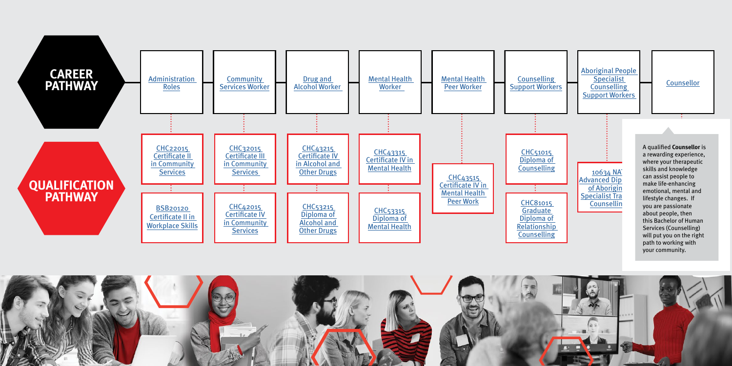## CAREER PATHWAY

- Administration Roles
- Community Services Worker
- Drug and Alcohol Worker
- Mental Health Worker
- Mental Health Peer Worker
- Counselling Support Workers
- Aboriginal People Specialist Counselling Support Workers
- Counsellor

## QUALIFICATION PATHWAY

- Administration Roles: CHC22015 Certificate II in Community Services; BSB20120 Certificate II in Workplace Skills
- Community Services Worker: CHC32015 Certificate III in Community Services; CHC42015 Certificate IV in Community Services
- Drug and Alcohol Worker: CHC43215 Certificate IV in Alcohol and Other Drugs; CHC53215 Diploma of Alcohol and Other Drugs
- Mental Health Worker: CHC43315 Certificate IV in Mental Health; CHC53315 Diploma of Mental Health
- Mental Health Peer Worker: CHC43515 Certificate IV in Mental Health Peer Work
- Counselling Support Workers: CHC51015 Diploma of Counselling; CHC81015 Graduate Diploma of Relationship Counselling
- Aboriginal People Specialist Counselling Support Workers: 10634 NAT Advanced Dip of Aborigin Specialist Tra Counsellin

A qualified **Counsellor** is a rewarding experience, where your therapeutic skills and knowledge can assist people to make life-enhancing emotional, mental and lifestyle changes. If you are passionate about people, then this Bachelor of Human Services (Counselling) will put you on the right path to working with your community.